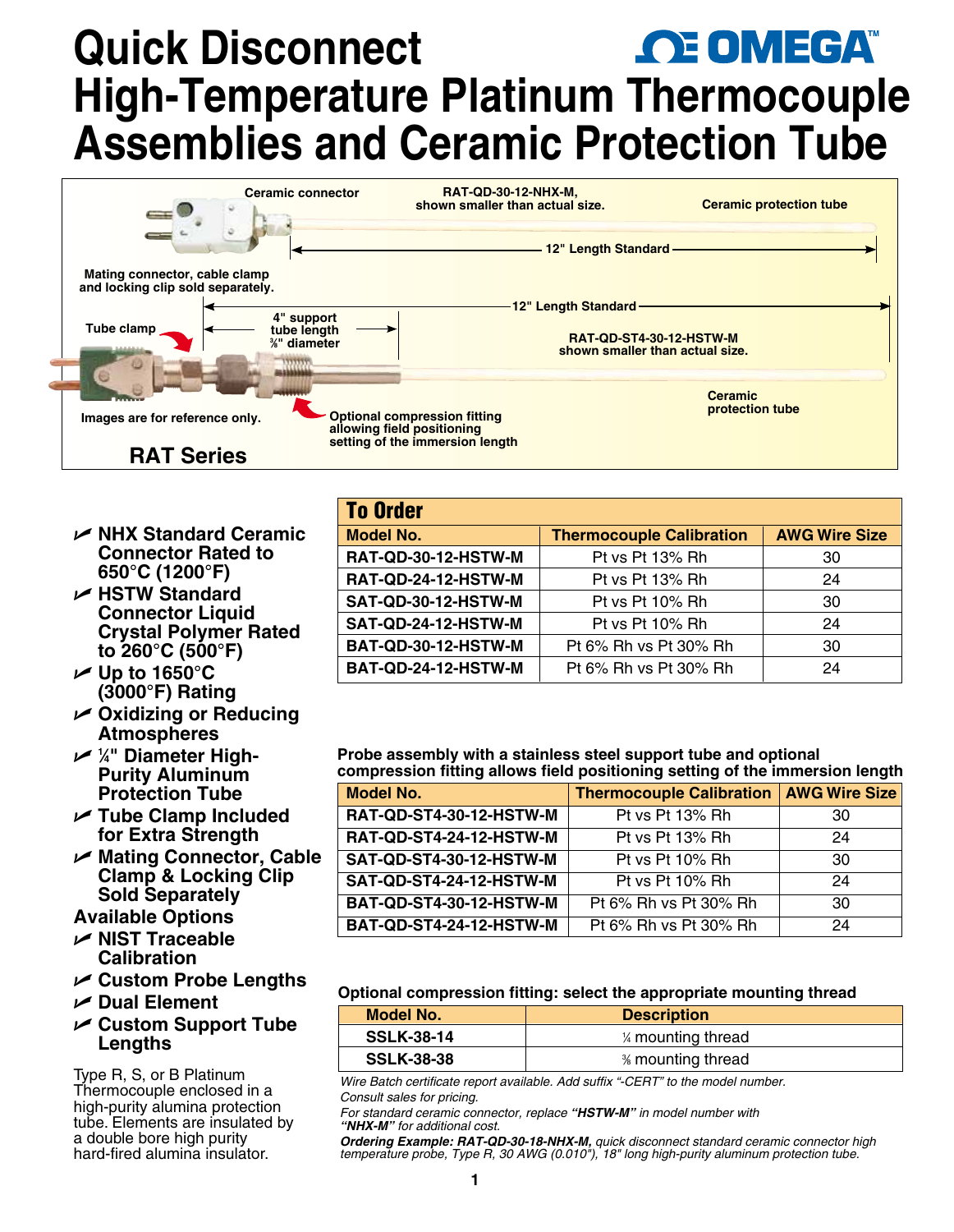# Quick Disconnect High-Temperature Platinum Thermocouple Assemblies and Ceramic Protection Tube

OMEGA™

Ceramic connector

RAT-QD-30-12-NHX-M, shown smaller than actual size.

Ceramic protection tube

12" Length Standard

Mating connector, cable clamp and locking clip sold separately.

12" Length Standard

Tube clamp

4" support tube length ⅜" diameter

RAT-QD-ST4-30-12-HSTW-M shown smaller than actual size.

Ceramic protection tube

Images are for reference only.

Optional compression fitting allowing field positioning setting of the immersion length

**RAT Series**

- ✔ **NHX Standard Ceramic Connector Rated to 650°C (1200°F)**
- ✔ **HSTW Standard Connector Liquid Crystal Polymer Rated to 260°C (500°F)**
- ✔ **Up to 1650°C (3000°F) Rating**
- ✔ **Oxidizing or Reducing Atmospheres**
- ✔ **¼" Diameter High-Purity Aluminum Protection Tube**
- ✔ **Tube Clamp Included for Extra Strength**
- ✔ **Mating Connector, Cable Clamp & Locking Clip Sold Separately**

**Available Options**

- ✔ **NIST Traceable Calibration**
- ✔ **Custom Probe Lengths**
- ✔ **Dual Element**
- ✔ **Custom Support Tube Lengths**

Type R, S, or B Platinum Thermocouple enclosed in a high-purity alumina protection tube. Elements are insulated by a double bore high purity hard-fired alumina insulator.

## To Order

| Model No. | Thermocouple Calibration | AWG Wire Size |
|---|---|---|
| RAT-QD-30-12-HSTW-M | Pt vs Pt 13% Rh | 30 |
| RAT-QD-24-12-HSTW-M | Pt vs Pt 13% Rh | 24 |
| SAT-QD-30-12-HSTW-M | Pt vs Pt 10% Rh | 30 |
| SAT-QD-24-12-HSTW-M | Pt vs Pt 10% Rh | 24 |
| BAT-QD-30-12-HSTW-M | Pt 6% Rh vs Pt 30% Rh | 30 |
| BAT-QD-24-12-HSTW-M | Pt 6% Rh vs Pt 30% Rh | 24 |

**Probe assembly with a stainless steel support tube and optional compression fitting allows field positioning setting of the immersion length**

| Model No. | Thermocouple Calibration | AWG Wire Size |
|---|---|---|
| RAT-QD-ST4-30-12-HSTW-M | Pt vs Pt 13% Rh | 30 |
| RAT-QD-ST4-24-12-HSTW-M | Pt vs Pt 13% Rh | 24 |
| SAT-QD-ST4-30-12-HSTW-M | Pt vs Pt 10% Rh | 30 |
| SAT-QD-ST4-24-12-HSTW-M | Pt vs Pt 10% Rh | 24 |
| BAT-QD-ST4-30-12-HSTW-M | Pt 6% Rh vs Pt 30% Rh | 30 |
| BAT-QD-ST4-24-12-HSTW-M | Pt 6% Rh vs Pt 30% Rh | 24 |

**Optional compression fitting: select the appropriate mounting thread**

| Model No. | Description |
|---|---|
| SSLK-38-14 | ¼ mounting thread |
| SSLK-38-38 | ⅜ mounting thread |

*Wire Batch certificate report available. Add suffix "-CERT" to the model number. Consult sales for pricing.*

*For standard ceramic connector, replace **"HSTW-M"** in model number with **"NHX-M"** for additional cost.*

***Ordering Example: RAT-QD-30-18-NHX-M,** quick disconnect standard ceramic connector high temperature probe, Type R, 30 AWG (0.010"), 18" long high-purity aluminum protection tube.*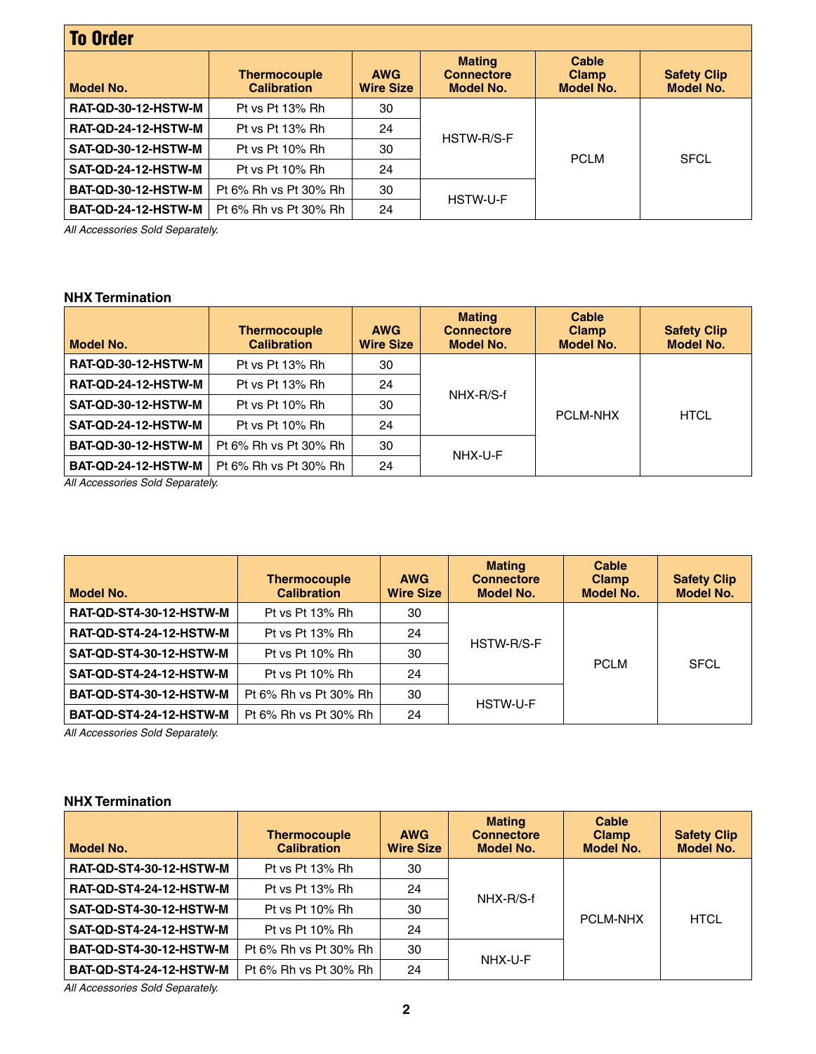## To Order

| Model No. | Thermocouple Calibration | AWG Wire Size | Mating Connector Model No. | Cable Clamp Model No. | Safety Clip Model No. |
|---|---|---|---|---|---|
| RAT-QD-30-12-HSTW-M | Pt vs Pt 13% Rh | 30 | HSTW-R/S-F | PCLM | SFCL |
| RAT-QD-24-12-HSTW-M | Pt vs Pt 13% Rh | 24 | | | |
| SAT-QD-30-12-HSTW-M | Pt vs Pt 10% Rh | 30 | | | |
| SAT-QD-24-12-HSTW-M | Pt vs Pt 10% Rh | 24 | | | |
| BAT-QD-30-12-HSTW-M | Pt 6% Rh vs Pt 30% Rh | 30 | HSTW-U-F | | |
| BAT-QD-24-12-HSTW-M | Pt 6% Rh vs Pt 30% Rh | 24 | | | |

*All Accessories Sold Separately.*

### NHX Termination

| Model No. | Thermocouple Calibration | AWG Wire Size | Mating Connector Model No. | Cable Clamp Model No. | Safety Clip Model No. |
|---|---|---|---|---|---|
| RAT-QD-30-12-HSTW-M | Pt vs Pt 13% Rh | 30 | NHX-R/S-f | PCLM-NHX | HTCL |
| RAT-QD-24-12-HSTW-M | Pt vs Pt 13% Rh | 24 | | | |
| SAT-QD-30-12-HSTW-M | Pt vs Pt 10% Rh | 30 | | | |
| SAT-QD-24-12-HSTW-M | Pt vs Pt 10% Rh | 24 | | | |
| BAT-QD-30-12-HSTW-M | Pt 6% Rh vs Pt 30% Rh | 30 | NHX-U-F | | |
| BAT-QD-24-12-HSTW-M | Pt 6% Rh vs Pt 30% Rh | 24 | | | |

*All Accessories Sold Separately.*

| Model No. | Thermocouple Calibration | AWG Wire Size | Mating Connector Model No. | Cable Clamp Model No. | Safety Clip Model No. |
|---|---|---|---|---|---|
| RAT-QD-ST4-30-12-HSTW-M | Pt vs Pt 13% Rh | 30 | HSTW-R/S-F | PCLM | SFCL |
| RAT-QD-ST4-24-12-HSTW-M | Pt vs Pt 13% Rh | 24 | | | |
| SAT-QD-ST4-30-12-HSTW-M | Pt vs Pt 10% Rh | 30 | | | |
| SAT-QD-ST4-24-12-HSTW-M | Pt vs Pt 10% Rh | 24 | | | |
| BAT-QD-ST4-30-12-HSTW-M | Pt 6% Rh vs Pt 30% Rh | 30 | HSTW-U-F | | |
| BAT-QD-ST4-24-12-HSTW-M | Pt 6% Rh vs Pt 30% Rh | 24 | | | |

*All Accessories Sold Separately.*

### NHX Termination

| Model No. | Thermocouple Calibration | AWG Wire Size | Mating Connector Model No. | Cable Clamp Model No. | Safety Clip Model No. |
|---|---|---|---|---|---|
| RAT-QD-ST4-30-12-HSTW-M | Pt vs Pt 13% Rh | 30 | NHX-R/S-f | PCLM-NHX | HTCL |
| RAT-QD-ST4-24-12-HSTW-M | Pt vs Pt 13% Rh | 24 | | | |
| SAT-QD-ST4-30-12-HSTW-M | Pt vs Pt 10% Rh | 30 | | | |
| SAT-QD-ST4-24-12-HSTW-M | Pt vs Pt 10% Rh | 24 | | | |
| BAT-QD-ST4-30-12-HSTW-M | Pt 6% Rh vs Pt 30% Rh | 30 | NHX-U-F | | |
| BAT-QD-ST4-24-12-HSTW-M | Pt 6% Rh vs Pt 30% Rh | 24 | | | |

*All Accessories Sold Separately.*